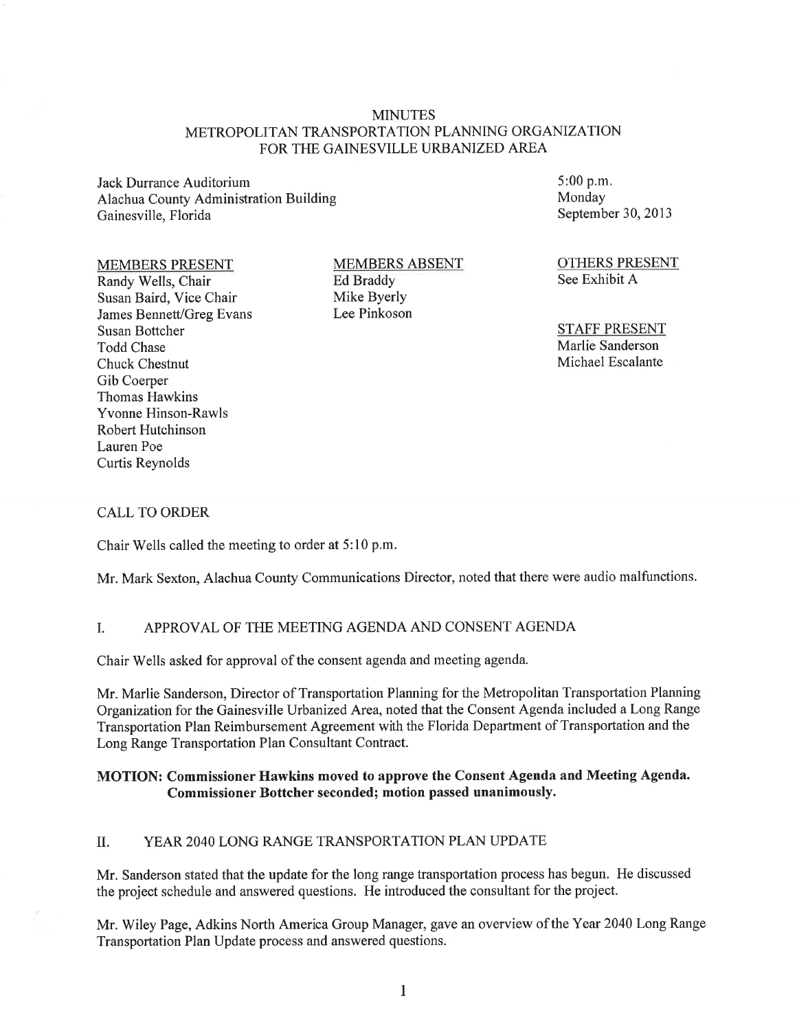# MINUTES
## METROPOLITAN TRANSPORTATION PLANNING ORGANIZATION FOR THE GAINESVILLE URBANIZED AREA

Jack Durrance Auditorium
Alachua County Administration Building
Gainesville, Florida

5:00 p.m.
Monday
September 30, 2013

**MEMBERS PRESENT**
Randy Wells, Chair
Susan Baird, Vice Chair
James Bennett/Greg Evans
Susan Bottcher
Todd Chase
Chuck Chestnut
Gib Coerper
Thomas Hawkins
Yvonne Hinson-Rawls
Robert Hutchinson
Lauren Poe
Curtis Reynolds

**MEMBERS ABSENT**
Ed Braddy
Mike Byerly
Lee Pinkoson

**OTHERS PRESENT**
See Exhibit A

**STAFF PRESENT**
Marlie Sanderson
Michael Escalante

## CALL TO ORDER

Chair Wells called the meeting to order at 5:10 p.m.

Mr. Mark Sexton, Alachua County Communications Director, noted that there were audio malfunctions.

## I. APPROVAL OF THE MEETING AGENDA AND CONSENT AGENDA

Chair Wells asked for approval of the consent agenda and meeting agenda.

Mr. Marlie Sanderson, Director of Transportation Planning for the Metropolitan Transportation Planning Organization for the Gainesville Urbanized Area, noted that the Consent Agenda included a Long Range Transportation Plan Reimbursement Agreement with the Florida Department of Transportation and the Long Range Transportation Plan Consultant Contract.

**MOTION: Commissioner Hawkins moved to approve the Consent Agenda and Meeting Agenda. Commissioner Bottcher seconded; motion passed unanimously.**

## II. YEAR 2040 LONG RANGE TRANSPORTATION PLAN UPDATE

Mr. Sanderson stated that the update for the long range transportation process has begun. He discussed the project schedule and answered questions. He introduced the consultant for the project.

Mr. Wiley Page, Adkins North America Group Manager, gave an overview of the Year 2040 Long Range Transportation Plan Update process and answered questions.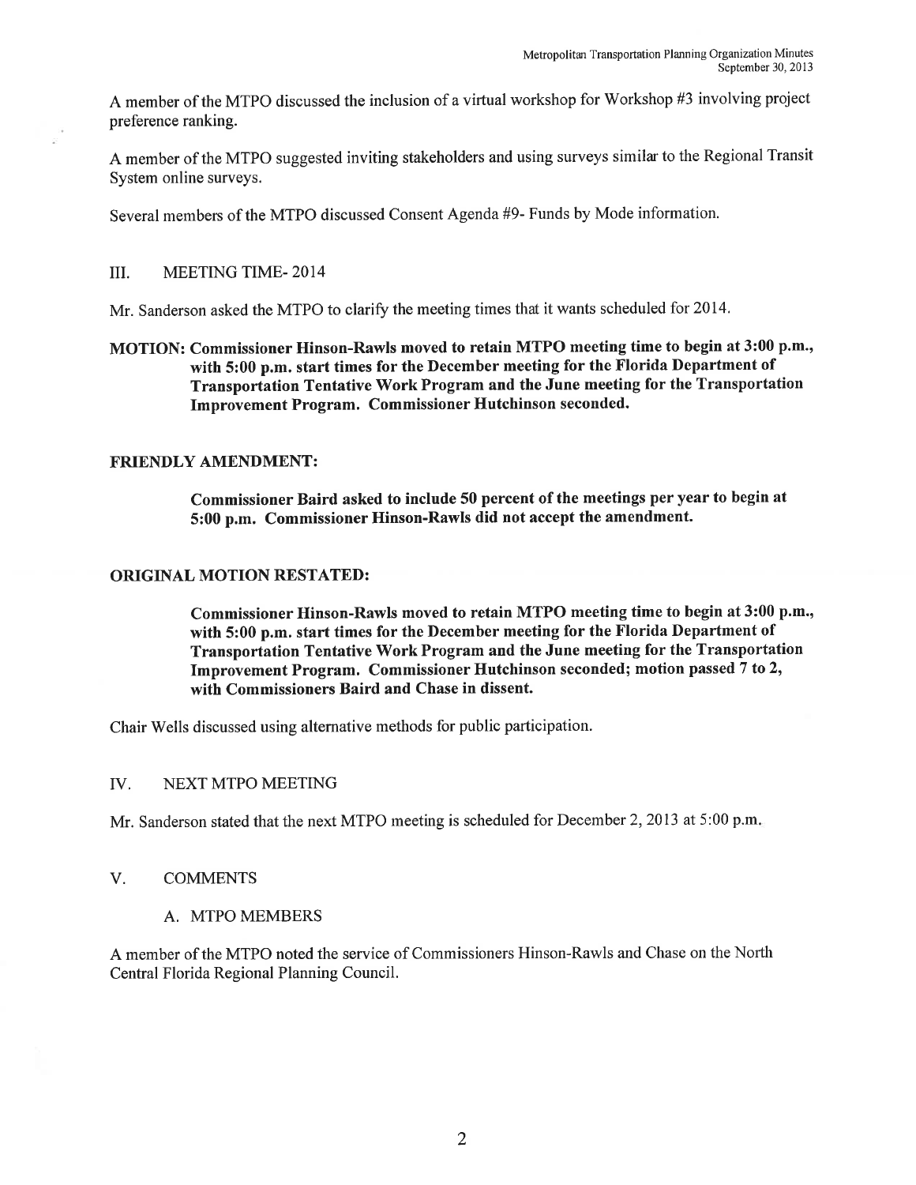A member of the MTPO discussed the inclusion of a virtual workshop for Workshop #3 involving project preference ranking.

A member of the MTPO suggested inviting stakeholders and using surveys similar to the Regional Transit System online surveys.

Several members of the MTPO discussed Consent Agenda #9- Funds by Mode information.

## III. MEETING TIME- 2014

Mr. Sanderson asked the MTPO to clarify the meeting times that it wants scheduled for 2014.

**MOTION: Commissioner Hinson-Rawls moved to retain MTPO meeting time to begin at 3:00 p.m., with 5:00 p.m. start times for the December meeting for the Florida Department of Transportation Tentative Work Program and the June meeting for the Transportation Improvement Program. Commissioner Hutchinson seconded.**

**FRIENDLY AMENDMENT:**

> **Commissioner Baird asked to include 50 percent of the meetings per year to begin at 5:00 p.m. Commissioner Hinson-Rawls did not accept the amendment.**

**ORIGINAL MOTION RESTATED:**

> **Commissioner Hinson-Rawls moved to retain MTPO meeting time to begin at 3:00 p.m., with 5:00 p.m. start times for the December meeting for the Florida Department of Transportation Tentative Work Program and the June meeting for the Transportation Improvement Program. Commissioner Hutchinson seconded; motion passed 7 to 2, with Commissioners Baird and Chase in dissent.**

Chair Wells discussed using alternative methods for public participation.

## IV. NEXT MTPO MEETING

Mr. Sanderson stated that the next MTPO meeting is scheduled for December 2, 2013 at 5:00 p.m.

## V. COMMENTS

### A. MTPO MEMBERS

A member of the MTPO noted the service of Commissioners Hinson-Rawls and Chase on the North Central Florida Regional Planning Council.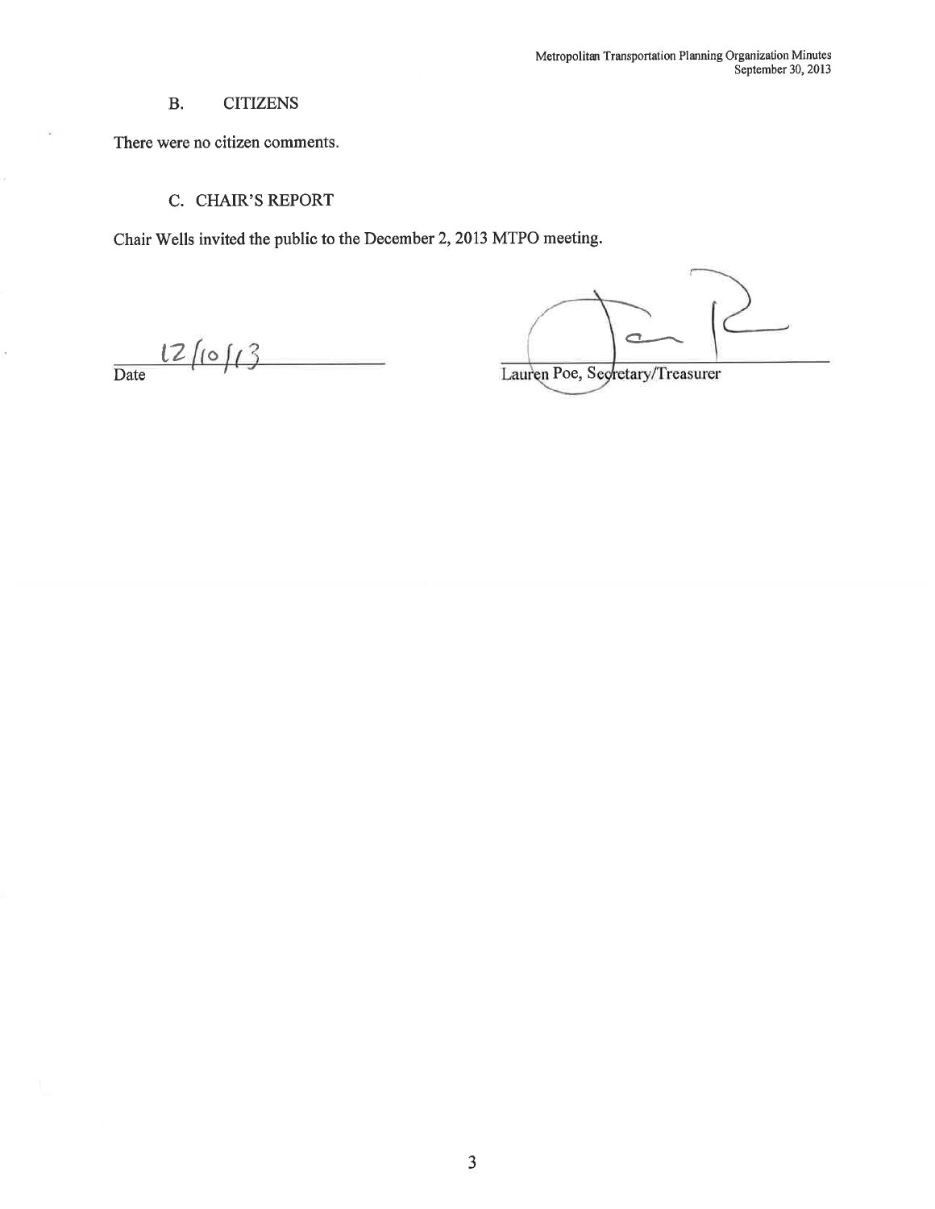## B. CITIZENS

There were no citizen comments.

## C. CHAIR'S REPORT

Chair Wells invited the public to the December 2, 2013 MTPO meeting.

12/10/13
Date

Lauren Poe, Secretary/Treasurer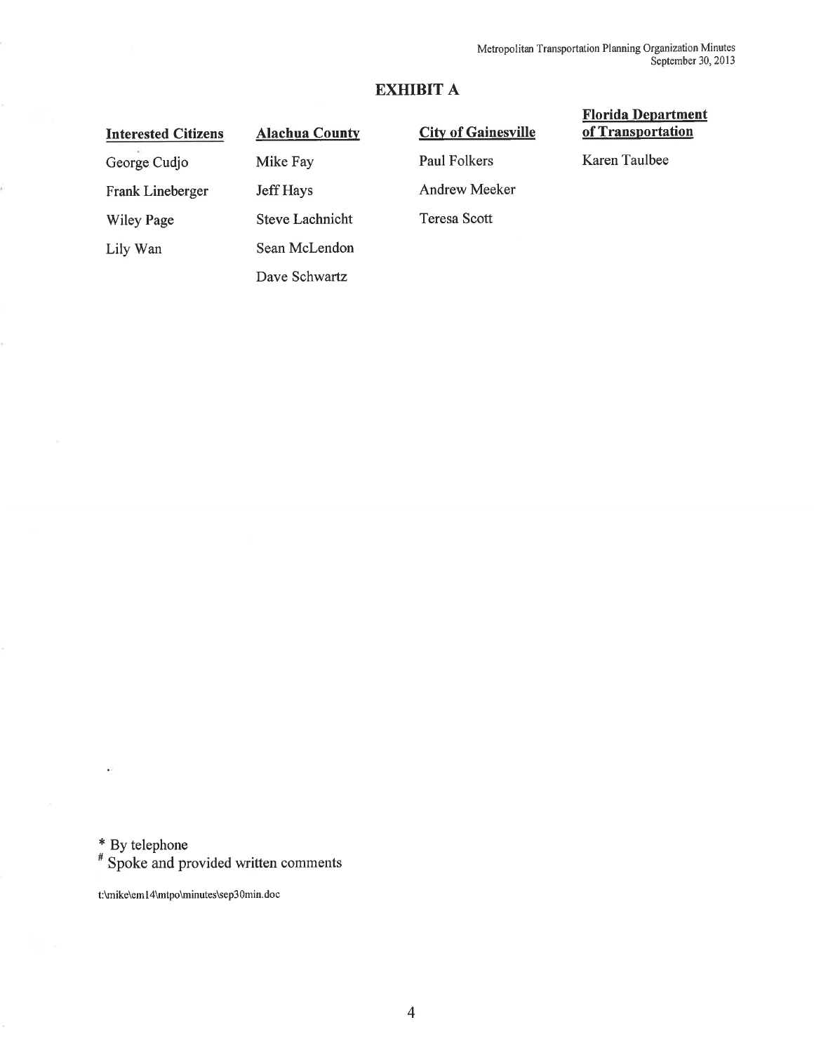## EXHIBIT A

| Interested Citizens | Alachua County | City of Gainesville | Florida Department of Transportation |
|---|---|---|---|
| George Cudjo | Mike Fay | Paul Folkers | Karen Taulbee |
| Frank Lineberger | Jeff Hays | Andrew Meeker | |
| Wiley Page | Steve Lachnicht | Teresa Scott | |
| Lily Wan | Sean McLendon | | |
| | Dave Schwartz | | |

\* By telephone
\# Spoke and provided written comments

t:\mike\em14\mtpo\minutes\sep30min.doc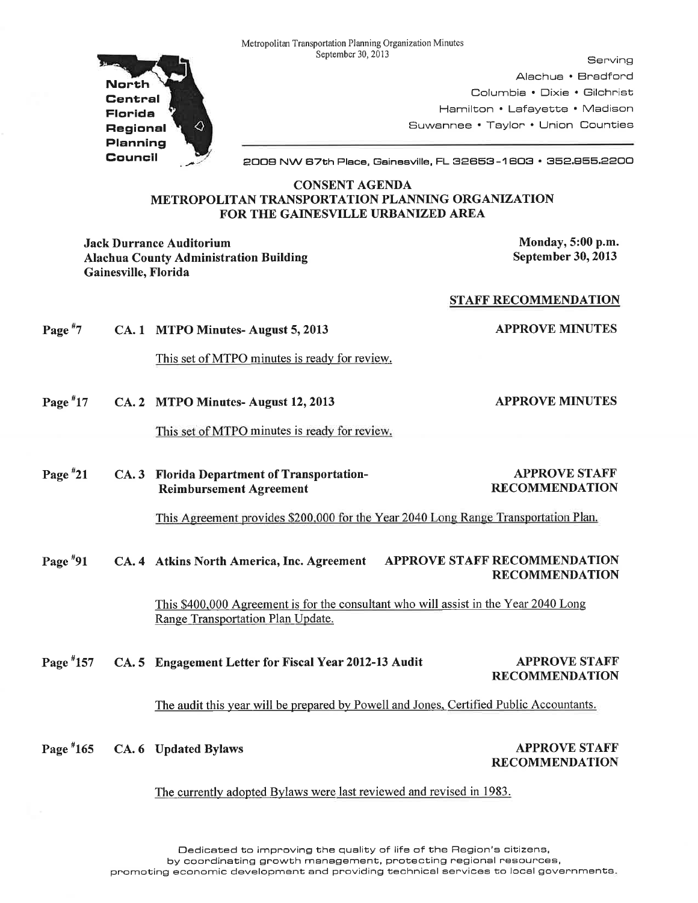Metropolitan Transportation Planning Organization Minutes
September 30, 2013

**North Central Florida Regional Planning Council**

Serving
Alachua • Bradford
Columbia • Dixie • Gilchrist
Hamilton • Lafayette • Madison
Suwannee • Taylor • Union Counties

2009 NW 67th Place, Gainesville, FL 32653-1603 • 352.955.2200

## CONSENT AGENDA
## METROPOLITAN TRANSPORTATION PLANNING ORGANIZATION
## FOR THE GAINESVILLE URBANIZED AREA

**Jack Durrance Auditorium**
**Alachua County Administration Building**
**Gainesville, Florida**

**Monday, 5:00 p.m.**
**September 30, 2013**

**STAFF RECOMMENDATION**

**Page #7 CA. 1 MTPO Minutes- August 5, 2013** — **APPROVE MINUTES**

This set of MTPO minutes is ready for review.

**Page #17 CA. 2 MTPO Minutes- August 12, 2013** — **APPROVE MINUTES**

This set of MTPO minutes is ready for review.

**Page #21 CA. 3 Florida Department of Transportation- Reimbursement Agreement** — **APPROVE STAFF RECOMMENDATION**

This Agreement provides $200,000 for the Year 2040 Long Range Transportation Plan.

**Page #91 CA. 4 Atkins North America, Inc. Agreement** — **APPROVE STAFF RECOMMENDATION RECOMMENDATION**

This $400,000 Agreement is for the consultant who will assist in the Year 2040 Long Range Transportation Plan Update.

**Page #157 CA. 5 Engagement Letter for Fiscal Year 2012-13 Audit** — **APPROVE STAFF RECOMMENDATION**

The audit this year will be prepared by Powell and Jones, Certified Public Accountants.

**Page #165 CA. 6 Updated Bylaws** — **APPROVE STAFF RECOMMENDATION**

The currently adopted Bylaws were last reviewed and revised in 1983.

Dedicated to improving the quality of life of the Region's citizens, by coordinating growth management, protecting regional resources, promoting economic development and providing technical services to local governments.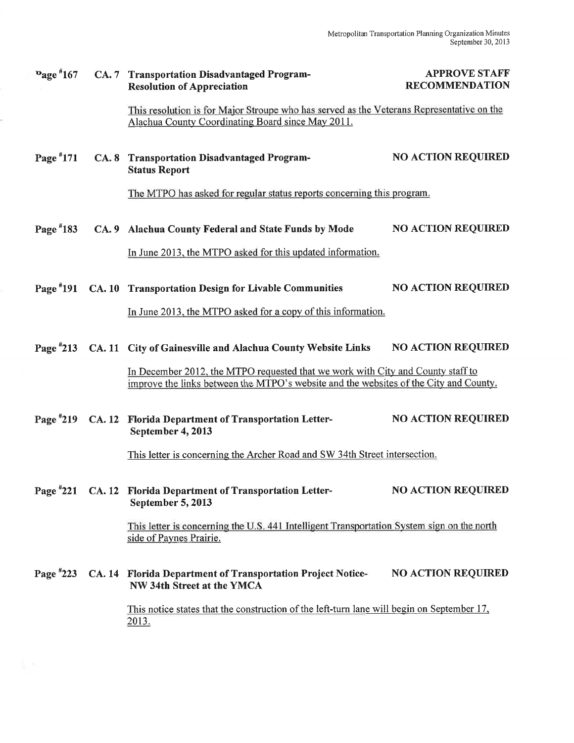**Page #167 CA. 7 Transportation Disadvantaged Program- Resolution of Appreciation** — **APPROVE STAFF RECOMMENDATION**

This resolution is for Major Stroupe who has served as the Veterans Representative on the Alachua County Coordinating Board since May 2011.

**Page #171 CA. 8 Transportation Disadvantaged Program- Status Report** — **NO ACTION REQUIRED**

The MTPO has asked for regular status reports concerning this program.

**Page #183 CA. 9 Alachua County Federal and State Funds by Mode** — **NO ACTION REQUIRED**

In June 2013, the MTPO asked for this updated information.

**Page #191 CA. 10 Transportation Design for Livable Communities** — **NO ACTION REQUIRED**

In June 2013, the MTPO asked for a copy of this information.

**Page #213 CA. 11 City of Gainesville and Alachua County Website Links** — **NO ACTION REQUIRED**

In December 2012, the MTPO requested that we work with City and County staff to improve the links between the MTPO's website and the websites of the City and County.

**Page #219 CA. 12 Florida Department of Transportation Letter- September 4, 2013** — **NO ACTION REQUIRED**

This letter is concerning the Archer Road and SW 34th Street intersection.

**Page #221 CA. 12 Florida Department of Transportation Letter- September 5, 2013** — **NO ACTION REQUIRED**

This letter is concerning the U.S. 441 Intelligent Transportation System sign on the north side of Paynes Prairie.

**Page #223 CA. 14 Florida Department of Transportation Project Notice- NW 34th Street at the YMCA** — **NO ACTION REQUIRED**

This notice states that the construction of the left-turn lane will begin on September 17, 2013.